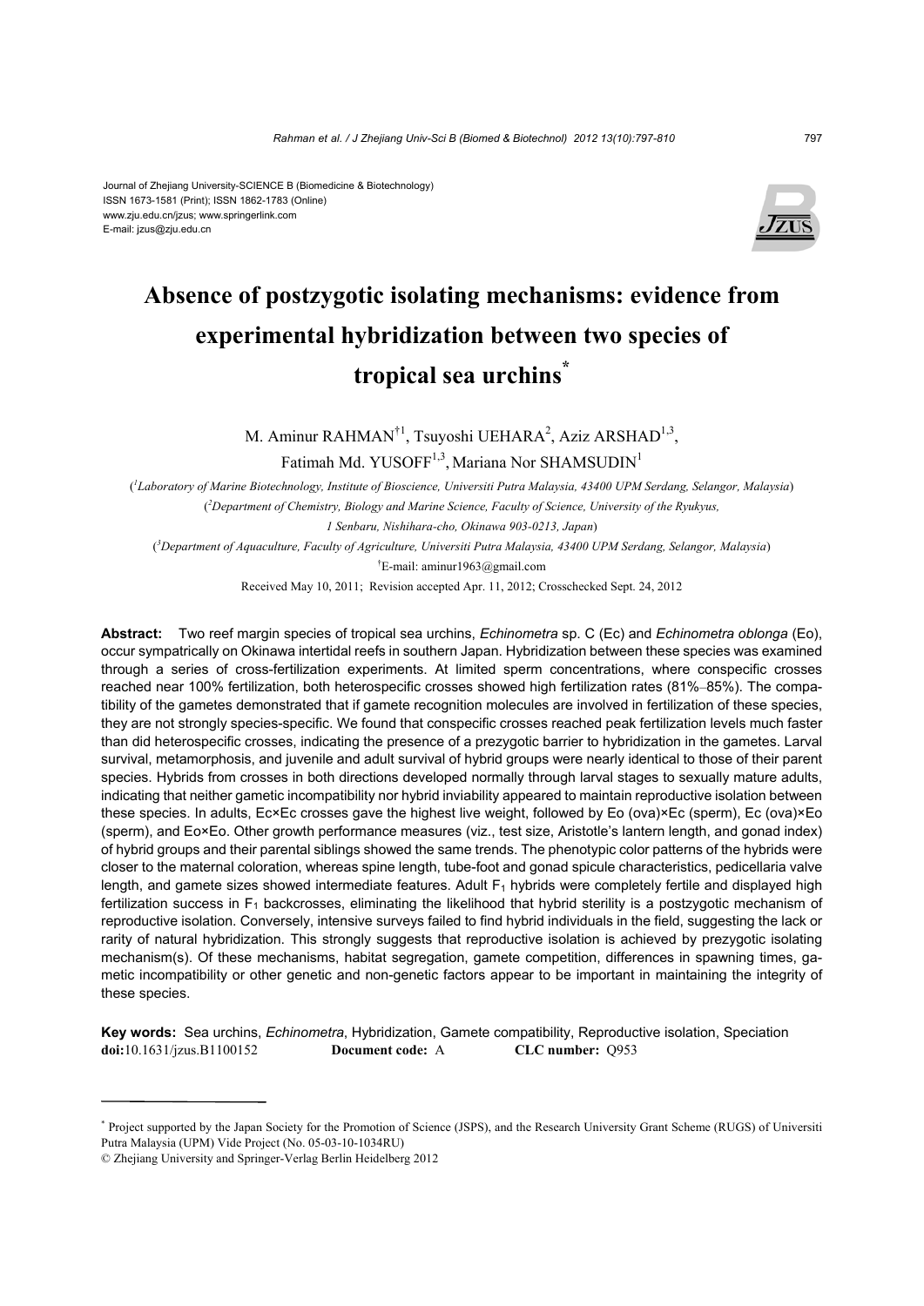Journal of Zhejiang University-SCIENCE B (Biomedicine & Biotechnology)
ISSN 1673-1581 (Print); ISSN 1862-1783 (Online)
www.zju.edu.cn/jzus; www.springerlink.com
E-mail: jzus@zju.edu.cn

# Absence of postzygotic isolating mechanisms: evidence from experimental hybridization between two species of tropical sea urchins*

M. Aminur RAHMAN[†1], Tsuyoshi UEHARA[2], Aziz ARSHAD[1,3], Fatimah Md. YUSOFF[1,3], Mariana Nor SHAMSUDIN[1]

([1]*Laboratory of Marine Biotechnology, Institute of Bioscience, Universiti Putra Malaysia, 43400 UPM Serdang, Selangor, Malaysia*)

([2]*Department of Chemistry, Biology and Marine Science, Faculty of Science, University of the Ryukyus, 1 Senbaru, Nishihara-cho, Okinawa 903-0213, Japan*)

([3]*Department of Aquaculture, Faculty of Agriculture, Universiti Putra Malaysia, 43400 UPM Serdang, Selangor, Malaysia*)

[†]E-mail: aminur1963@gmail.com

Received May 10, 2011; Revision accepted Apr. 11, 2012; Crosschecked Sept. 24, 2012

**Abstract:** Two reef margin species of tropical sea urchins, *Echinometra* sp. C (Ec) and *Echinometra oblonga* (Eo), occur sympatrically on Okinawa intertidal reefs in southern Japan. Hybridization between these species was examined through a series of cross-fertilization experiments. At limited sperm concentrations, where conspecific crosses reached near 100% fertilization, both heterospecific crosses showed high fertilization rates (81%–85%). The compatibility of the gametes demonstrated that if gamete recognition molecules are involved in fertilization of these species, they are not strongly species-specific. We found that conspecific crosses reached peak fertilization levels much faster than did heterospecific crosses, indicating the presence of a prezygotic barrier to hybridization in the gametes. Larval survival, metamorphosis, and juvenile and adult survival of hybrid groups were nearly identical to those of their parent species. Hybrids from crosses in both directions developed normally through larval stages to sexually mature adults, indicating that neither gametic incompatibility nor hybrid inviability appeared to maintain reproductive isolation between these species. In adults, Ec×Ec crosses gave the highest live weight, followed by Eo (ova)×Ec (sperm), Ec (ova)×Eo (sperm), and Eo×Eo. Other growth performance measures (viz., test size, Aristotle's lantern length, and gonad index) of hybrid groups and their parental siblings showed the same trends. The phenotypic color patterns of the hybrids were closer to the maternal coloration, whereas spine length, tube-foot and gonad spicule characteristics, pedicellaria valve length, and gamete sizes showed intermediate features. Adult $F_1$ hybrids were completely fertile and displayed high fertilization success in $F_1$ backcrosses, eliminating the likelihood that hybrid sterility is a postzygotic mechanism of reproductive isolation. Conversely, intensive surveys failed to find hybrid individuals in the field, suggesting the lack or rarity of natural hybridization. This strongly suggests that reproductive isolation is achieved by prezygotic isolating mechanism(s). Of these mechanisms, habitat segregation, gamete competition, differences in spawning times, gametic incompatibility or other genetic and non-genetic factors appear to be important in maintaining the integrity of these species.

**Key words:** Sea urchins, *Echinometra*, Hybridization, Gamete compatibility, Reproductive isolation, Speciation
**doi:**10.1631/jzus.B1100152 **Document code:** A **CLC number:** Q953

---

* Project supported by the Japan Society for the Promotion of Science (JSPS), and the Research University Grant Scheme (RUGS) of Universiti Putra Malaysia (UPM) Vide Project (No. 05-03-10-1034RU)

© Zhejiang University and Springer-Verlag Berlin Heidelberg 2012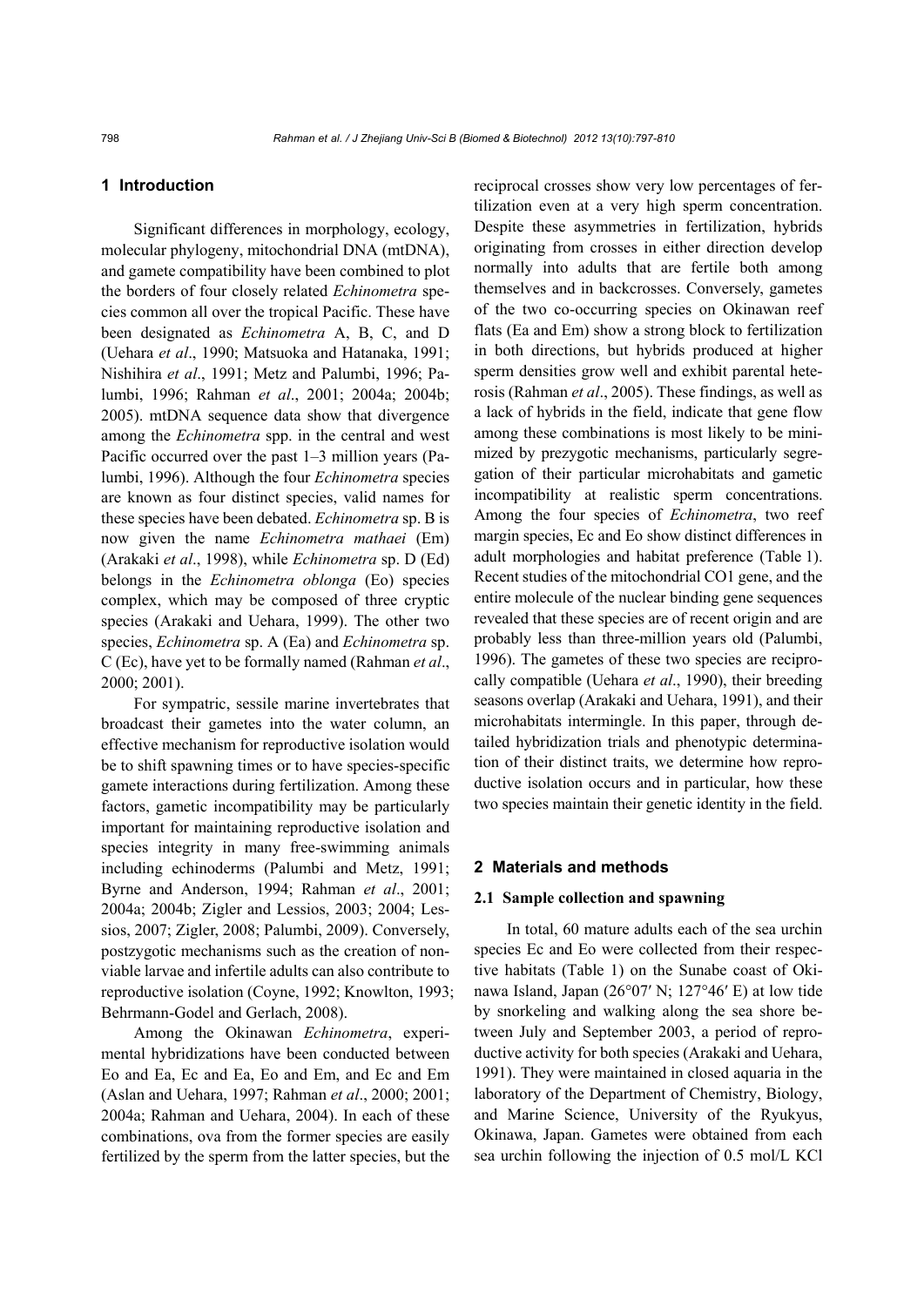## 1 Introduction

Significant differences in morphology, ecology, molecular phylogeny, mitochondrial DNA (mtDNA), and gamete compatibility have been combined to plot the borders of four closely related *Echinometra* species common all over the tropical Pacific. These have been designated as *Echinometra* A, B, C, and D (Uehara *et al*., 1990; Matsuoka and Hatanaka, 1991; Nishihira *et al*., 1991; Metz and Palumbi, 1996; Palumbi, 1996; Rahman *et al*., 2001; 2004a; 2004b; 2005). mtDNA sequence data show that divergence among the *Echinometra* spp. in the central and west Pacific occurred over the past 1–3 million years (Palumbi, 1996). Although the four *Echinometra* species are known as four distinct species, valid names for these species have been debated. *Echinometra* sp. B is now given the name *Echinometra mathaei* (Em) (Arakaki *et al*., 1998), while *Echinometra* sp. D (Ed) belongs in the *Echinometra oblonga* (Eo) species complex, which may be composed of three cryptic species (Arakaki and Uehara, 1999). The other two species, *Echinometra* sp. A (Ea) and *Echinometra* sp. C (Ec), have yet to be formally named (Rahman *et al*., 2000; 2001).

For sympatric, sessile marine invertebrates that broadcast their gametes into the water column, an effective mechanism for reproductive isolation would be to shift spawning times or to have species-specific gamete interactions during fertilization. Among these factors, gametic incompatibility may be particularly important for maintaining reproductive isolation and species integrity in many free-swimming animals including echinoderms (Palumbi and Metz, 1991; Byrne and Anderson, 1994; Rahman *et al*., 2001; 2004a; 2004b; Zigler and Lessios, 2003; 2004; Lessios, 2007; Zigler, 2008; Palumbi, 2009). Conversely, postzygotic mechanisms such as the creation of non-viable larvae and infertile adults can also contribute to reproductive isolation (Coyne, 1992; Knowlton, 1993; Behrmann-Godel and Gerlach, 2008).

Among the Okinawan *Echinometra*, experimental hybridizations have been conducted between Eo and Ea, Ec and Ea, Eo and Em, and Ec and Em (Aslan and Uehara, 1997; Rahman *et al*., 2000; 2001; 2004a; Rahman and Uehara, 2004). In each of these combinations, ova from the former species are easily fertilized by the sperm from the latter species, but the reciprocal crosses show very low percentages of fertilization even at a very high sperm concentration. Despite these asymmetries in fertilization, hybrids originating from crosses in either direction develop normally into adults that are fertile both among themselves and in backcrosses. Conversely, gametes of the two co-occurring species on Okinawan reef flats (Ea and Em) show a strong block to fertilization in both directions, but hybrids produced at higher sperm densities grow well and exhibit parental heterosis (Rahman *et al*., 2005). These findings, as well as a lack of hybrids in the field, indicate that gene flow among these combinations is most likely to be minimized by prezygotic mechanisms, particularly segregation of their particular microhabitats and gametic incompatibility at realistic sperm concentrations. Among the four species of *Echinometra*, two reef margin species, Ec and Eo show distinct differences in adult morphologies and habitat preference (Table 1). Recent studies of the mitochondrial CO1 gene, and the entire molecule of the nuclear binding gene sequences revealed that these species are of recent origin and are probably less than three-million years old (Palumbi, 1996). The gametes of these two species are reciprocally compatible (Uehara *et al*., 1990), their breeding seasons overlap (Arakaki and Uehara, 1991), and their microhabitats intermingle. In this paper, through detailed hybridization trials and phenotypic determination of their distinct traits, we determine how reproductive isolation occurs and in particular, how these two species maintain their genetic identity in the field.

## 2 Materials and methods

### 2.1 Sample collection and spawning

In total, 60 mature adults each of the sea urchin species Ec and Eo were collected from their respective habitats (Table 1) on the Sunabe coast of Okinawa Island, Japan (26°07′ N; 127°46′ E) at low tide by snorkeling and walking along the sea shore between July and September 2003, a period of reproductive activity for both species (Arakaki and Uehara, 1991). They were maintained in closed aquaria in the laboratory of the Department of Chemistry, Biology, and Marine Science, University of the Ryukyus, Okinawa, Japan. Gametes were obtained from each sea urchin following the injection of 0.5 mol/L KCl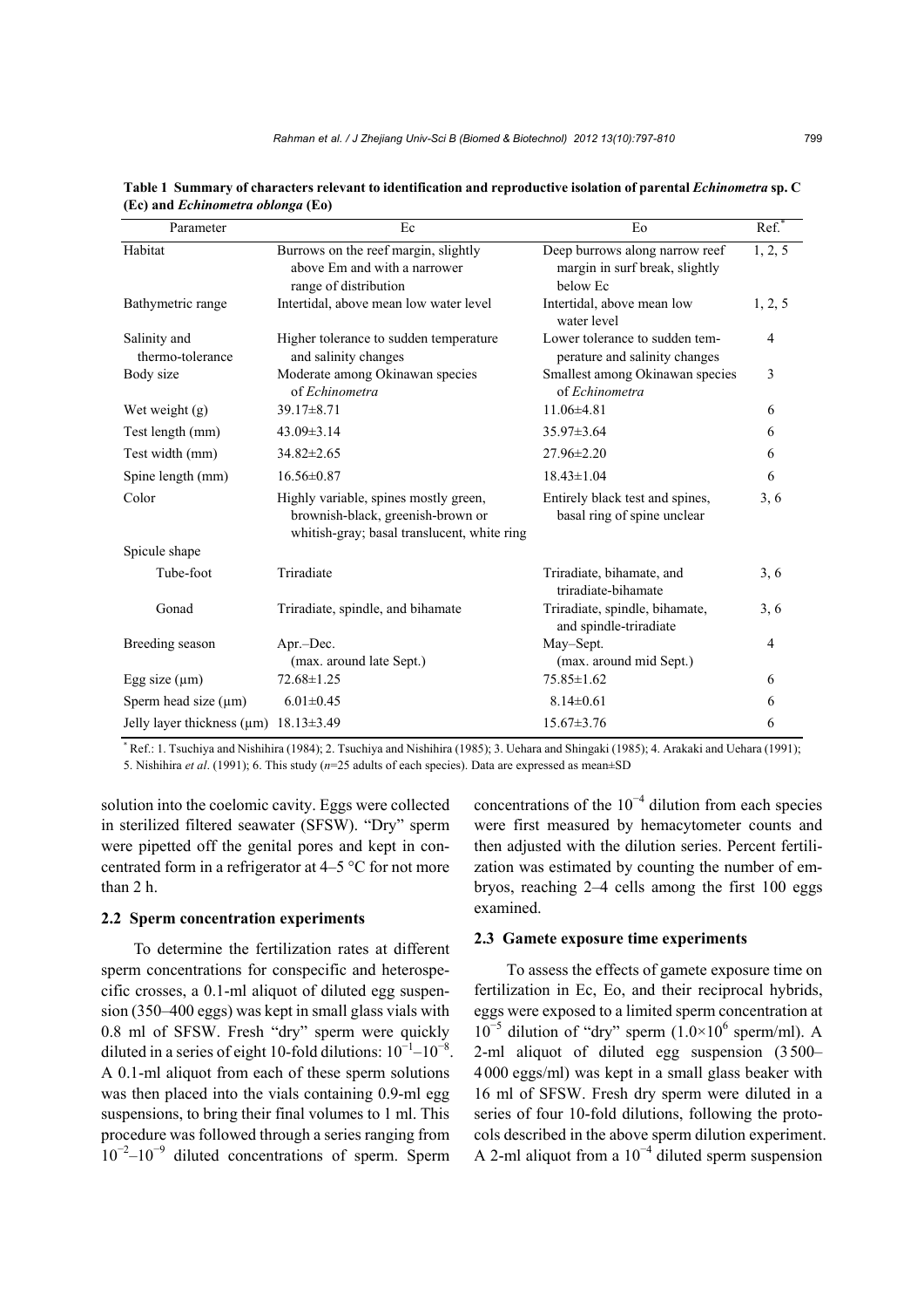**Table 1 Summary of characters relevant to identification and reproductive isolation of parental *Echinometra* sp. C (Ec) and *Echinometra oblonga* (Eo)**

| Parameter | Ec | Eo | Ref.* |
|---|---|---|---|
| Habitat | Burrows on the reef margin, slightly above Em and with a narrower range of distribution | Deep burrows along narrow reef margin in surf break, slightly below Ec | 1, 2, 5 |
| Bathymetric range | Intertidal, above mean low water level | Intertidal, above mean low water level | 1, 2, 5 |
| Salinity and thermo-tolerance | Higher tolerance to sudden temperature and salinity changes | Lower tolerance to sudden temperature and salinity changes | 4 |
| Body size | Moderate among Okinawan species of *Echinometra* | Smallest among Okinawan species of *Echinometra* | 3 |
| Wet weight (g) | 39.17±8.71 | 11.06±4.81 | 6 |
| Test length (mm) | 43.09±3.14 | 35.97±3.64 | 6 |
| Test width (mm) | 34.82±2.65 | 27.96±2.20 | 6 |
| Spine length (mm) | 16.56±0.87 | 18.43±1.04 | 6 |
| Color | Highly variable, spines mostly green, brownish-black, greenish-brown or whitish-gray; basal translucent, white ring | Entirely black test and spines, basal ring of spine unclear | 3, 6 |
| Spicule shape | | | |
| Tube-foot | Triradiate | Triradiate, bihamate, and triradiate-bihamate | 3, 6 |
| Gonad | Triradiate, spindle, and bihamate | Triradiate, spindle, bihamate, and spindle-triradiate | 3, 6 |
| Breeding season | Apr.–Dec. (max. around late Sept.) | May–Sept. (max. around mid Sept.) | 4 |
| Egg size (μm) | 72.68±1.25 | 75.85±1.62 | 6 |
| Sperm head size (μm) | 6.01±0.45 | 8.14±0.61 | 6 |
| Jelly layer thickness (μm) | 18.13±3.49 | 15.67±3.76 | 6 |

* Ref.: 1. Tsuchiya and Nishihira (1984); 2. Tsuchiya and Nishihira (1985); 3. Uehara and Shingaki (1985); 4. Arakaki and Uehara (1991); 5. Nishihira *et al*. (1991); 6. This study ($n$=25 adults of each species). Data are expressed as mean±SD

solution into the coelomic cavity. Eggs were collected in sterilized filtered seawater (SFSW). "Dry" sperm were pipetted off the genital pores and kept in concentrated form in a refrigerator at 4–5 °C for not more than 2 h.

### 2.2 Sperm concentration experiments

To determine the fertilization rates at different sperm concentrations for conspecific and heterospecific crosses, a 0.1-ml aliquot of diluted egg suspension (350–400 eggs) was kept in small glass vials with 0.8 ml of SFSW. Fresh "dry" sperm were quickly diluted in a series of eight 10-fold dilutions: $10^{-1}$–$10^{-8}$. A 0.1-ml aliquot from each of these sperm solutions was then placed into the vials containing 0.9-ml egg suspensions, to bring their final volumes to 1 ml. This procedure was followed through a series ranging from $10^{-2}$–$10^{-9}$ diluted concentrations of sperm. Sperm concentrations of the $10^{-4}$ dilution from each species were first measured by hemacytometer counts and then adjusted with the dilution series. Percent fertilization was estimated by counting the number of embryos, reaching 2–4 cells among the first 100 eggs examined.

### 2.3 Gamete exposure time experiments

To assess the effects of gamete exposure time on fertilization in Ec, Eo, and their reciprocal hybrids, eggs were exposed to a limited sperm concentration at $10^{-5}$ dilution of "dry" sperm ($1.0\times10^{6}$ sperm/ml). A 2-ml aliquot of diluted egg suspension (3500–4000 eggs/ml) was kept in a small glass beaker with 16 ml of SFSW. Fresh dry sperm were diluted in a series of four 10-fold dilutions, following the protocols described in the above sperm dilution experiment. A 2-ml aliquot from a $10^{-4}$ diluted sperm suspension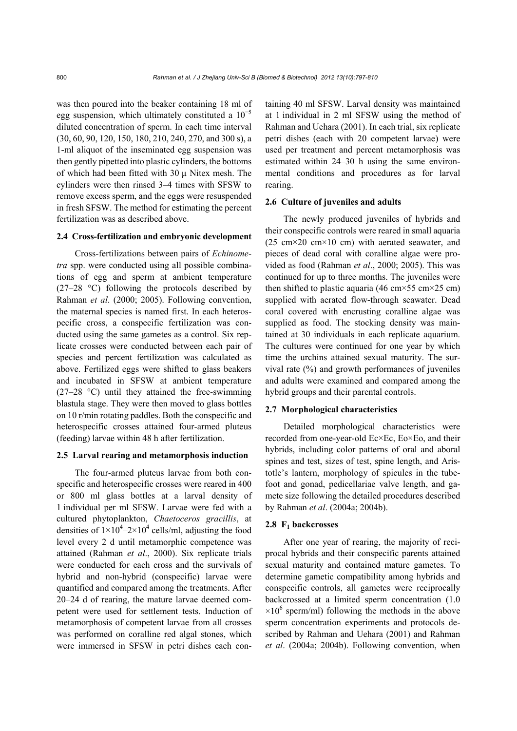was then poured into the beaker containing 18 ml of egg suspension, which ultimately constituted a $10^{-5}$ diluted concentration of sperm. In each time interval (30, 60, 90, 120, 150, 180, 210, 240, 270, and 300 s), a 1-ml aliquot of the inseminated egg suspension was then gently pipetted into plastic cylinders, the bottoms of which had been fitted with 30 μ Nitex mesh. The cylinders were then rinsed 3–4 times with SFSW to remove excess sperm, and the eggs were resuspended in fresh SFSW. The method for estimating the percent fertilization was as described above.

### 2.4 Cross-fertilization and embryonic development

Cross-fertilizations between pairs of *Echinometra* spp. were conducted using all possible combinations of egg and sperm at ambient temperature (27–28 °C) following the protocols described by Rahman *et al*. (2000; 2005). Following convention, the maternal species is named first. In each heterospecific cross, a conspecific fertilization was conducted using the same gametes as a control. Six replicate crosses were conducted between each pair of species and percent fertilization was calculated as above. Fertilized eggs were shifted to glass beakers and incubated in SFSW at ambient temperature (27–28 °C) until they attained the free-swimming blastula stage. They were then moved to glass bottles on 10 r/min rotating paddles. Both the conspecific and heterospecific crosses attained four-armed pluteus (feeding) larvae within 48 h after fertilization.

### 2.5 Larval rearing and metamorphosis induction

The four-armed pluteus larvae from both conspecific and heterospecific crosses were reared in 400 or 800 ml glass bottles at a larval density of 1 individual per ml SFSW. Larvae were fed with a cultured phytoplankton, *Chaetoceros gracillis*, at densities of $1\times10^4$–$2\times10^4$ cells/ml, adjusting the food level every 2 d until metamorphic competence was attained (Rahman *et al*., 2000). Six replicate trials were conducted for each cross and the survivals of hybrid and non-hybrid (conspecific) larvae were quantified and compared among the treatments. After 20–24 d of rearing, the mature larvae deemed competent were used for settlement tests. Induction of metamorphosis of competent larvae from all crosses was performed on coralline red algal stones, which were immersed in SFSW in petri dishes each containing 40 ml SFSW. Larval density was maintained at 1 individual in 2 ml SFSW using the method of Rahman and Uehara (2001). In each trial, six replicate petri dishes (each with 20 competent larvae) were used per treatment and percent metamorphosis was estimated within 24–30 h using the same environmental conditions and procedures as for larval rearing.

### 2.6 Culture of juveniles and adults

The newly produced juveniles of hybrids and their conspecific controls were reared in small aquaria (25 cm×20 cm×10 cm) with aerated seawater, and pieces of dead coral with coralline algae were provided as food (Rahman *et al*., 2000; 2005). This was continued for up to three months. The juveniles were then shifted to plastic aquaria (46 cm×55 cm×25 cm) supplied with aerated flow-through seawater. Dead coral covered with encrusting coralline algae was supplied as food. The stocking density was maintained at 30 individuals in each replicate aquarium. The cultures were continued for one year by which time the urchins attained sexual maturity. The survival rate (%) and growth performances of juveniles and adults were examined and compared among the hybrid groups and their parental controls.

### 2.7 Morphological characteristics

Detailed morphological characteristics were recorded from one-year-old Ec×Ec, Eo×Eo, and their hybrids, including color patterns of oral and aboral spines and test, sizes of test, spine length, and Aristotle's lantern, morphology of spicules in the tube-foot and gonad, pedicellariae valve length, and gamete size following the detailed procedures described by Rahman *et al*. (2004a; 2004b).

### 2.8 $F_1$ backcrosses

After one year of rearing, the majority of reciprocal hybrids and their conspecific parents attained sexual maturity and contained mature gametes. To determine gametic compatibility among hybrids and conspecific controls, all gametes were reciprocally backcrossed at a limited sperm concentration ($1.0\times10^6$ sperm/ml) following the methods in the above sperm concentration experiments and protocols described by Rahman and Uehara (2001) and Rahman *et al*. (2004a; 2004b). Following convention, when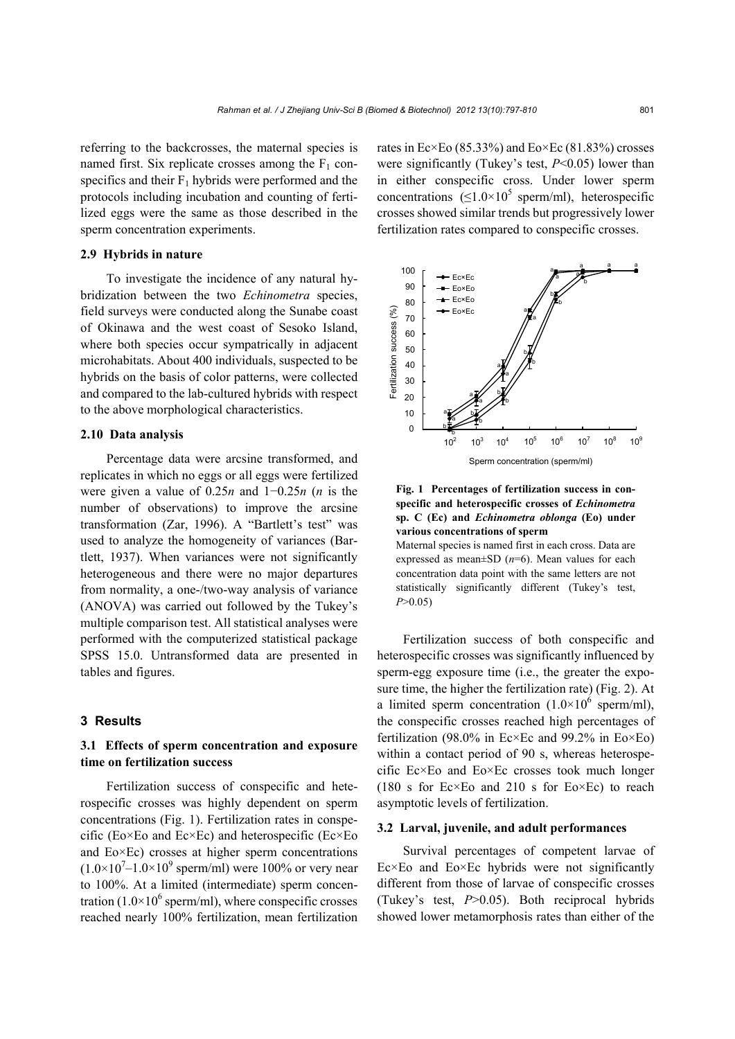referring to the backcrosses, the maternal species is named first. Six replicate crosses among the $F_1$ conspecifics and their $F_1$ hybrids were performed and the protocols including incubation and counting of fertilized eggs were the same as those described in the sperm concentration experiments.

### 2.9 Hybrids in nature

To investigate the incidence of any natural hybridization between the two *Echinometra* species, field surveys were conducted along the Sunabe coast of Okinawa and the west coast of Sesoko Island, where both species occur sympatrically in adjacent microhabitats. About 400 individuals, suspected to be hybrids on the basis of color patterns, were collected and compared to the lab-cultured hybrids with respect to the above morphological characteristics.

### 2.10 Data analysis

Percentage data were arcsine transformed, and replicates in which no eggs or all eggs were fertilized were given a value of $0.25n$ and $1-0.25n$ ($n$ is the number of observations) to improve the arcsine transformation (Zar, 1996). A "Bartlett's test" was used to analyze the homogeneity of variances (Bartlett, 1937). When variances were not significantly heterogeneous and there were no major departures from normality, a one-/two-way analysis of variance (ANOVA) was carried out followed by the Tukey's multiple comparison test. All statistical analyses were performed with the computerized statistical package SPSS 15.0. Untransformed data are presented in tables and figures.

## 3 Results

### 3.1 Effects of sperm concentration and exposure time on fertilization success

Fertilization success of conspecific and heterospecific crosses was highly dependent on sperm concentrations (Fig. 1). Fertilization rates in conspecific (Eo×Eo and Ec×Ec) and heterospecific (Ec×Eo and Eo×Ec) crosses at higher sperm concentrations ($1.0\times10^7$–$1.0\times10^9$ sperm/ml) were 100% or very near to 100%. At a limited (intermediate) sperm concentration ($1.0\times10^6$ sperm/ml), where conspecific crosses reached nearly 100% fertilization, mean fertilization rates in Ec×Eo (85.33%) and Eo×Ec (81.83%) crosses were significantly (Tukey's test, $P<0.05$) lower than in either conspecific cross. Under lower sperm concentrations ($\leq1.0\times10^5$ sperm/ml), heterospecific crosses showed similar trends but progressively lower fertilization rates compared to conspecific crosses.

**Fig. 1 Percentages of fertilization success in conspecific and heterospecific crosses of *Echinometra* sp. C (Ec) and *Echinometra oblonga* (Eo) under various concentrations of sperm**

Maternal species is named first in each cross. Data are expressed as mean±SD ($n$=6). Mean values for each concentration data point with the same letters are not statistically significantly different (Tukey's test, $P>0.05$)

Fertilization success of both conspecific and heterospecific crosses was significantly influenced by sperm-egg exposure time (i.e., the greater the exposure time, the higher the fertilization rate) (Fig. 2). At a limited sperm concentration ($1.0\times10^6$ sperm/ml), the conspecific crosses reached high percentages of fertilization (98.0% in Ec×Ec and 99.2% in Eo×Eo) within a contact period of 90 s, whereas heterospecific Ec×Eo and Eo×Ec crosses took much longer (180 s for Ec×Eo and 210 s for Eo×Ec) to reach asymptotic levels of fertilization.

### 3.2 Larval, juvenile, and adult performances

Survival percentages of competent larvae of Ec×Eo and Eo×Ec hybrids were not significantly different from those of larvae of conspecific crosses (Tukey's test, $P>0.05$). Both reciprocal hybrids showed lower metamorphosis rates than either of the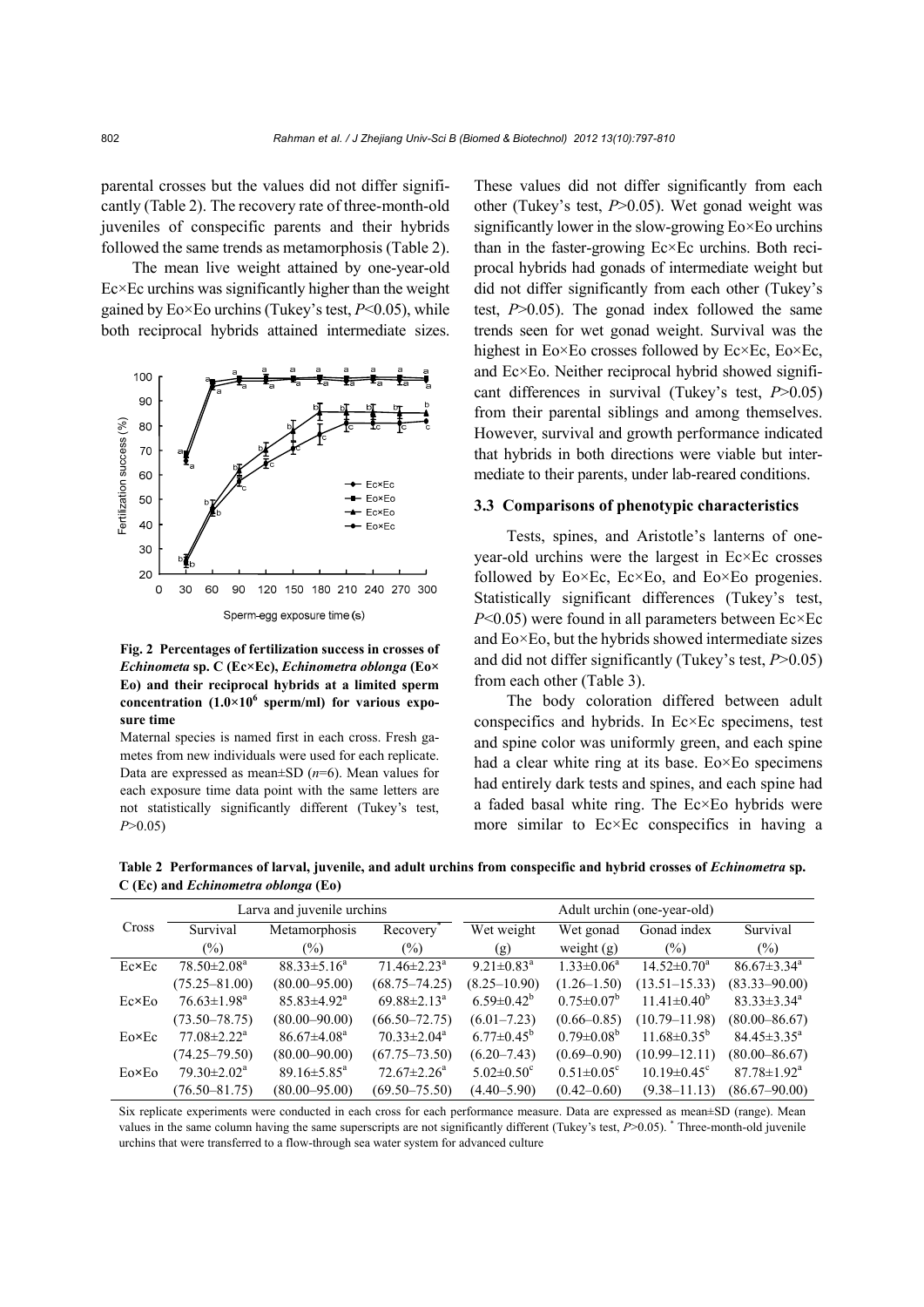parental crosses but the values did not differ significantly (Table 2). The recovery rate of three-month-old juveniles of conspecific parents and their hybrids followed the same trends as metamorphosis (Table 2).

The mean live weight attained by one-year-old Ec×Ec urchins was significantly higher than the weight gained by Eo×Eo urchins (Tukey's test, $P<0.05$), while both reciprocal hybrids attained intermediate sizes. These values did not differ significantly from each other (Tukey's test, $P>0.05$). Wet gonad weight was significantly lower in the slow-growing Eo×Eo urchins than in the faster-growing Ec×Ec urchins. Both reciprocal hybrids had gonads of intermediate weight but did not differ significantly from each other (Tukey's test, $P>0.05$). The gonad index followed the same trends seen for wet gonad weight. Survival was the highest in Eo×Eo crosses followed by Ec×Ec, Eo×Ec, and Ec×Eo. Neither reciprocal hybrid showed significant differences in survival (Tukey's test, $P>0.05$) from their parental siblings and among themselves. However, survival and growth performance indicated that hybrids in both directions were viable but intermediate to their parents, under lab-reared conditions.

**Fig. 2 Percentages of fertilization success in crosses of *Echinometa* sp. C (Ec×Ec), *Echinometra oblonga* (Eo×Eo) and their reciprocal hybrids at a limited sperm concentration ($1.0\times10^6$ sperm/ml) for various exposure time**

Maternal species is named first in each cross. Fresh gametes from new individuals were used for each replicate. Data are expressed as mean±SD ($n$=6). Mean values for each exposure time data point with the same letters are not statistically significantly different (Tukey's test, $P>0.05$)

### 3.3 Comparisons of phenotypic characteristics

Tests, spines, and Aristotle's lanterns of one-year-old urchins were the largest in Ec×Ec crosses followed by Eo×Ec, Ec×Eo, and Eo×Eo progenies. Statistically significant differences (Tukey's test, $P<0.05$) were found in all parameters between Ec×Ec and Eo×Eo, but the hybrids showed intermediate sizes and did not differ significantly (Tukey's test, $P>0.05$) from each other (Table 3).

The body coloration differed between adult conspecifics and hybrids. In Ec×Ec specimens, test and spine color was uniformly green, and each spine had a clear white ring at its base. Eo×Eo specimens had entirely dark tests and spines, and each spine had a faded basal white ring. The Ec×Eo hybrids were more similar to Ec×Ec conspecifics in having a

**Table 2 Performances of larval, juvenile, and adult urchins from conspecific and hybrid crosses of *Echinometra* sp. C (Ec) and *Echinometra oblonga* (Eo)**

| Cross | Larva and juvenile urchins | | | Adult urchin (one-year-old) | | | |
|---|---|---|---|---|---|---|---|
| | Survival (%) | Metamorphosis (%) | Recovery* (%) | Wet weight (g) | Wet gonad weight (g) | Gonad index (%) | Survival (%) |
| Ec×Ec | 78.50±2.08[a] (75.25–81.00) | 88.33±5.16[a] (80.00–95.00) | 71.46±2.23[a] (68.75–74.25) | 9.21±0.83[a] (8.25–10.90) | 1.33±0.06[a] (1.26–1.50) | 14.52±0.70[a] (13.51–15.33) | 86.67±3.34[a] (83.33–90.00) |
| Ec×Eo | 76.63±1.98[a] (73.50–78.75) | 85.83±4.92[a] (80.00–90.00) | 69.88±2.13[a] (66.50–72.75) | 6.59±0.42[b] (6.01–7.23) | 0.75±0.07[b] (0.66–0.85) | 11.41±0.40[b] (10.79–11.98) | 83.33±3.34[a] (80.00–86.67) |
| Eo×Ec | 77.08±2.22[a] (74.25–79.50) | 86.67±4.08[a] (80.00–90.00) | 70.33±2.04[a] (67.75–73.50) | 6.77±0.45[b] (6.20–7.43) | 0.79±0.08[b] (0.69–0.90) | 11.68±0.35[b] (10.99–12.11) | 84.45±3.35[a] (80.00–86.67) |
| Eo×Eo | 79.30±2.02[a] (76.50–81.75) | 89.16±5.85[a] (80.00–95.00) | 72.67±2.26[a] (69.50–75.50) | 5.02±0.50[c] (4.40–5.90) | 0.51±0.05[c] (0.42–0.60) | 10.19±0.45[c] (9.38–11.13) | 87.78±1.92[a] (86.67–90.00) |

Six replicate experiments were conducted in each cross for each performance measure. Data are expressed as mean±SD (range). Mean values in the same column having the same superscripts are not significantly different (Tukey's test, $P>0.05$). * Three-month-old juvenile urchins that were transferred to a flow-through sea water system for advanced culture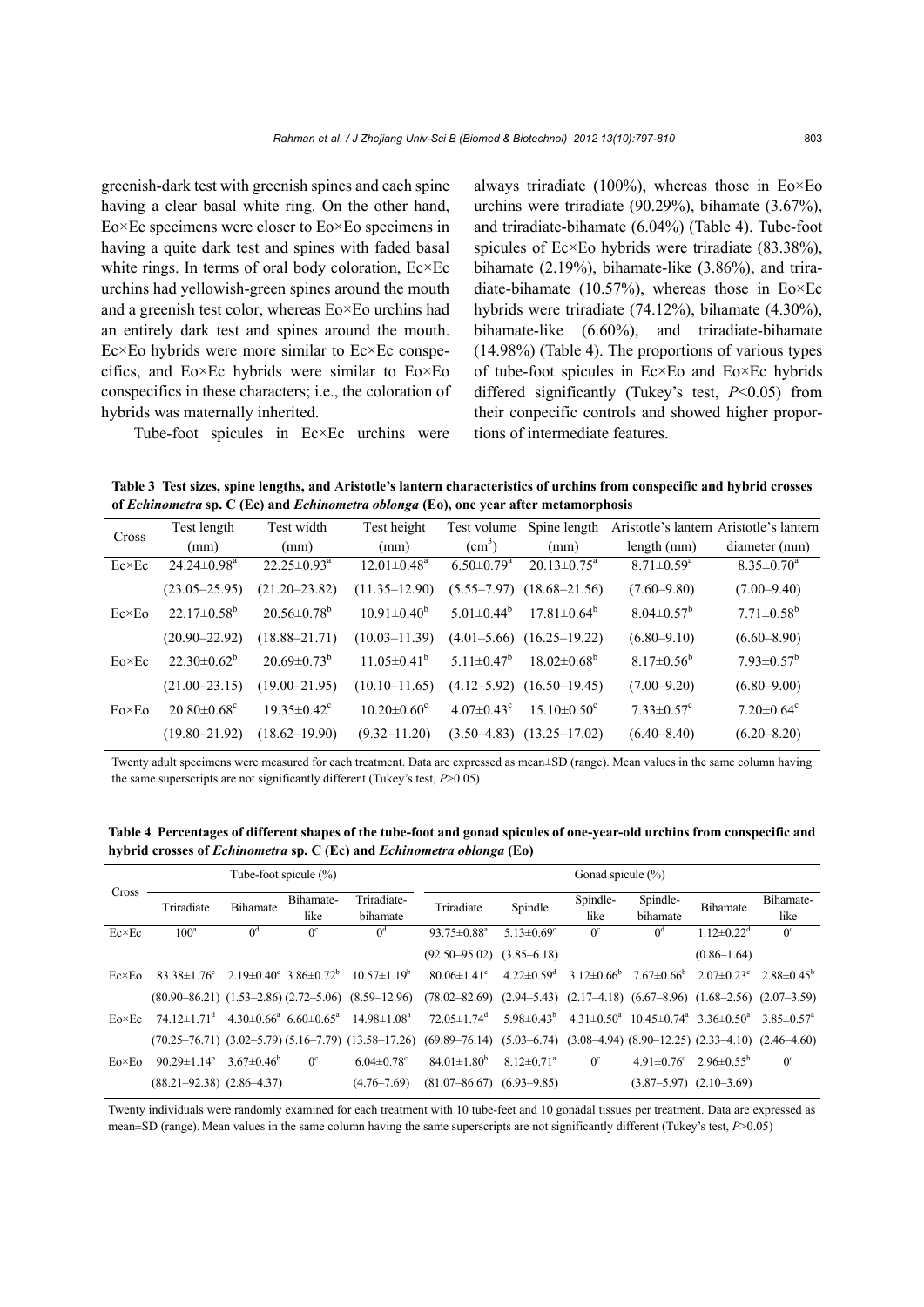greenish-dark test with greenish spines and each spine having a clear basal white ring. On the other hand, Eo×Ec specimens were closer to Eo×Eo specimens in having a quite dark test and spines with faded basal white rings. In terms of oral body coloration, Ec×Ec urchins had yellowish-green spines around the mouth and a greenish test color, whereas Eo×Eo urchins had an entirely dark test and spines around the mouth. Ec×Eo hybrids were more similar to Ec×Ec conspecifics, and Eo×Ec hybrids were similar to Eo×Eo conspecifics in these characters; i.e., the coloration of hybrids was maternally inherited.

Tube-foot spicules in Ec×Ec urchins were always triradiate (100%), whereas those in Eo×Eo urchins were triradiate (90.29%), bihamate (3.67%), and triradiate-bihamate (6.04%) (Table 4). Tube-foot spicules of Ec×Eo hybrids were triradiate (83.38%), bihamate (2.19%), bihamate-like (3.86%), and triradiate-bihamate (10.57%), whereas those in Eo×Ec hybrids were triradiate (74.12%), bihamate (4.30%), bihamate-like (6.60%), and triradiate-bihamate (14.98%) (Table 4). The proportions of various types of tube-foot spicules in Ec×Eo and Eo×Ec hybrids differed significantly (Tukey's test, $P<0.05$) from their conpecific controls and showed higher proportions of intermediate features.

**Table 3 Test sizes, spine lengths, and Aristotle's lantern characteristics of urchins from conspecific and hybrid crosses of *Echinometra* sp. C (Ec) and *Echinometra oblonga* (Eo), one year after metamorphosis**

| Cross | Test length (mm) | Test width (mm) | Test height (mm) | Test volume (cm$^3$) | Spine length (mm) | Aristotle's lantern length (mm) | Aristotle's lantern diameter (mm) |
|---|---|---|---|---|---|---|---|
| Ec×Ec | 24.24±0.98$^a$ | 22.25±0.93$^a$ | 12.01±0.48$^a$ | 6.50±0.79$^a$ | 20.13±0.75$^a$ | 8.71±0.59$^a$ | 8.35±0.70$^a$ |
| | (23.05–25.95) | (21.20–23.82) | (11.35–12.90) | (5.55–7.97) | (18.68–21.56) | (7.60–9.80) | (7.00–9.40) |
| Ec×Eo | 22.17±0.58$^b$ | 20.56±0.78$^b$ | 10.91±0.40$^b$ | 5.01±0.44$^b$ | 17.81±0.64$^b$ | 8.04±0.57$^b$ | 7.71±0.58$^b$ |
| | (20.90–22.92) | (18.88–21.71) | (10.03–11.39) | (4.01–5.66) | (16.25–19.22) | (6.80–9.10) | (6.60–8.90) |
| Eo×Ec | 22.30±0.62$^b$ | 20.69±0.73$^b$ | 11.05±0.41$^b$ | 5.11±0.47$^b$ | 18.02±0.68$^b$ | 8.17±0.56$^b$ | 7.93±0.57$^b$ |
| | (21.00–23.15) | (19.00–21.95) | (10.10–11.65) | (4.12–5.92) | (16.50–19.45) | (7.00–9.20) | (6.80–9.00) |
| Eo×Eo | 20.80±0.68$^c$ | 19.35±0.42$^c$ | 10.20±0.60$^c$ | 4.07±0.43$^c$ | 15.10±0.50$^c$ | 7.33±0.57$^c$ | 7.20±0.64$^c$ |
| | (19.80–21.92) | (18.62–19.90) | (9.32–11.20) | (3.50–4.83) | (13.25–17.02) | (6.40–8.40) | (6.20–8.20) |

Twenty adult specimens were measured for each treatment. Data are expressed as mean±SD (range). Mean values in the same column having the same superscripts are not significantly different (Tukey's test, $P>0.05$)

**Table 4 Percentages of different shapes of the tube-foot and gonad spicules of one-year-old urchins from conspecific and hybrid crosses of *Echinometra* sp. C (Ec) and *Echinometra oblonga* (Eo)**

| Cross | Tube-foot spicule (%) | | | | Gonad spicule (%) | | | | | |
|---|---|---|---|---|---|---|---|---|---|---|
| | Triradiate | Bihamate | Bihamate-like | Triradiate-bihamate | Triradiate | Spindle | Spindle-like | Spindle-bihamate | Bihamate | Bihamate-like |
| Ec×Ec | 100$^a$ | 0$^d$ | 0$^c$ | 0$^d$ | 93.75±0.88$^a$ | 5.13±0.69$^c$ | 0$^c$ | 0$^d$ | 1.12±0.22$^d$ | 0$^c$ |
| | | | | | (92.50–95.02) | (3.85–6.18) | | | (0.86–1.64) | |
| Ec×Eo | 83.38±1.76$^c$ | 2.19±0.40$^c$ | 3.86±0.72$^b$ | 10.57±1.19$^b$ | 80.06±1.41$^c$ | 4.22±0.59$^d$ | 3.12±0.66$^b$ | 7.67±0.66$^b$ | 2.07±0.23$^c$ | 2.88±0.45$^b$ |
| | (80.90–86.21) | (1.53–2.86) | (2.72–5.06) | (8.59–12.96) | (78.02–82.69) | (2.94–5.43) | (2.17–4.18) | (6.67–8.96) | (1.68–2.56) | (2.07–3.59) |
| Eo×Ec | 74.12±1.71$^d$ | 4.30±0.66$^a$ | 6.60±0.65$^a$ | 14.98±1.08$^a$ | 72.05±1.74$^d$ | 5.98±0.43$^b$ | 4.31±0.50$^a$ | 10.45±0.74$^a$ | 3.36±0.50$^a$ | 3.85±0.57$^a$ |
| | (70.25–76.71) | (3.02–5.79) | (5.16–7.79) | (13.58–17.26) | (69.89–76.14) | (5.03–6.74) | (3.08–4.94) | (8.90–12.25) | (2.33–4.10) | (2.46–4.60) |
| Eo×Eo | 90.29±1.14$^b$ | 3.67±0.46$^b$ | 0$^c$ | 6.04±0.78$^c$ | 84.01±1.80$^b$ | 8.12±0.71$^a$ | 0$^c$ | 4.91±0.76$^c$ | 2.96±0.55$^b$ | 0$^c$ |
| | (88.21–92.38) | (2.86–4.37) | | (4.76–7.69) | (81.07–86.67) | (6.93–9.85) | | (3.87–5.97) | (2.10–3.69) | |

Twenty individuals were randomly examined for each treatment with 10 tube-feet and 10 gonadal tissues per treatment. Data are expressed as mean±SD (range). Mean values in the same column having the same superscripts are not significantly different (Tukey's test, $P>0.05$)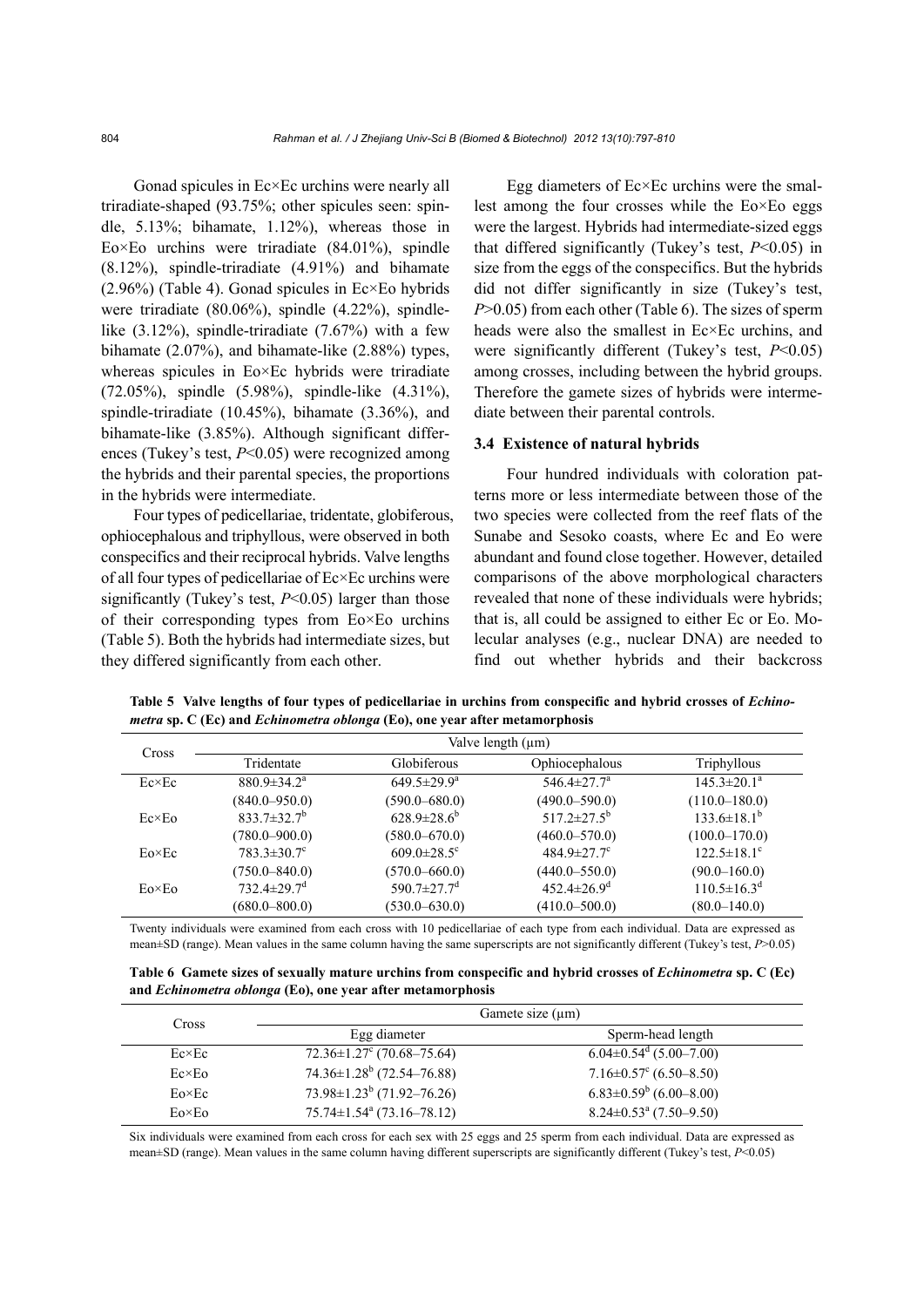Gonad spicules in Ec×Ec urchins were nearly all triradiate-shaped (93.75%; other spicules seen: spindle, 5.13%; bihamate, 1.12%), whereas those in Eo×Eo urchins were triradiate (84.01%), spindle (8.12%), spindle-triradiate (4.91%) and bihamate (2.96%) (Table 4). Gonad spicules in Ec×Eo hybrids were triradiate (80.06%), spindle (4.22%), spindle-like (3.12%), spindle-triradiate (7.67%) with a few bihamate (2.07%), and bihamate-like (2.88%) types, whereas spicules in Eo×Ec hybrids were triradiate (72.05%), spindle (5.98%), spindle-like (4.31%), spindle-triradiate (10.45%), bihamate (3.36%), and bihamate-like (3.85%). Although significant differences (Tukey's test, $P<0.05$) were recognized among the hybrids and their parental species, the proportions in the hybrids were intermediate.

Four types of pedicellariae, tridentate, globiferous, ophiocephalous and triphyllous, were observed in both conspecifics and their reciprocal hybrids. Valve lengths of all four types of pedicellariae of Ec×Ec urchins were significantly (Tukey's test, $P<0.05$) larger than those of their corresponding types from Eo×Eo urchins (Table 5). Both the hybrids had intermediate sizes, but they differed significantly from each other.

Egg diameters of Ec×Ec urchins were the smallest among the four crosses while the Eo×Eo eggs were the largest. Hybrids had intermediate-sized eggs that differed significantly (Tukey's test, $P<0.05$) in size from the eggs of the conspecifics. But the hybrids did not differ significantly in size (Tukey's test, $P>0.05$) from each other (Table 6). The sizes of sperm heads were also the smallest in Ec×Ec urchins, and were significantly different (Tukey's test, $P<0.05$) among crosses, including between the hybrid groups. Therefore the gamete sizes of hybrids were intermediate between their parental controls.

### 3.4 Existence of natural hybrids

Four hundred individuals with coloration patterns more or less intermediate between those of the two species were collected from the reef flats of the Sunabe and Sesoko coasts, where Ec and Eo were abundant and found close together. However, detailed comparisons of the above morphological characters revealed that none of these individuals were hybrids; that is, all could be assigned to either Ec or Eo. Molecular analyses (e.g., nuclear DNA) are needed to find out whether hybrids and their backcross

**Table 5 Valve lengths of four types of pedicellariae in urchins from conspecific and hybrid crosses of *Echinometra* sp. C (Ec) and *Echinometra oblonga* (Eo), one year after metamorphosis**

| Cross | Valve length (μm) | | | |
|---|---|---|---|---|
| | Tridentate | Globiferous | Ophiocephalous | Triphyllous |
| Ec×Ec | 880.9±34.2[a] (840.0–950.0) | 649.5±29.9[a] (590.0–680.0) | 546.4±27.7[a] (490.0–590.0) | 145.3±20.1[a] (110.0–180.0) |
| Ec×Eo | 833.7±32.7[b] (780.0–900.0) | 628.9±28.6[b] (580.0–670.0) | 517.2±27.5[b] (460.0–570.0) | 133.6±18.1[b] (100.0–170.0) |
| Eo×Ec | 783.3±30.7[c] (750.0–840.0) | 609.0±28.5[c] (570.0–660.0) | 484.9±27.7[c] (440.0–550.0) | 122.5±18.1[c] (90.0–160.0) |
| Eo×Eo | 732.4±29.7[d] (680.0–800.0) | 590.7±27.7[d] (530.0–630.0) | 452.4±26.9[d] (410.0–500.0) | 110.5±16.3[d] (80.0–140.0) |

Twenty individuals were examined from each cross with 10 pedicellariae of each type from each individual. Data are expressed as mean±SD (range). Mean values in the same column having the same superscripts are not significantly different (Tukey's test, $P>0.05$)

**Table 6 Gamete sizes of sexually mature urchins from conspecific and hybrid crosses of *Echinometra* sp. C (Ec) and *Echinometra oblonga* (Eo), one year after metamorphosis**

| Cross | Gamete size (μm) | |
|---|---|---|
| | Egg diameter | Sperm-head length |
| Ec×Ec | 72.36±1.27[c] (70.68–75.64) | 6.04±0.54[d] (5.00–7.00) |
| Ec×Eo | 74.36±1.28[b] (72.54–76.88) | 7.16±0.57[c] (6.50–8.50) |
| Eo×Ec | 73.98±1.23[b] (71.92–76.26) | 6.83±0.59[b] (6.00–8.00) |
| Eo×Eo | 75.74±1.54[a] (73.16–78.12) | 8.24±0.53[a] (7.50–9.50) |

Six individuals were examined from each cross for each sex with 25 eggs and 25 sperm from each individual. Data are expressed as mean±SD (range). Mean values in the same column having different superscripts are significantly different (Tukey's test, $P<0.05$)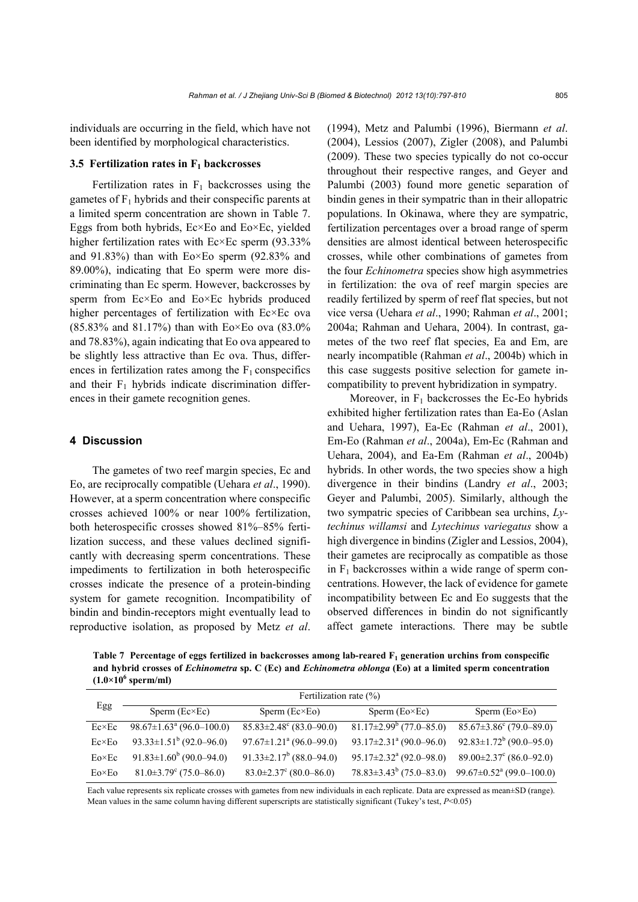individuals are occurring in the field, which have not been identified by morphological characteristics.

### 3.5 Fertilization rates in $F_1$ backcrosses

Fertilization rates in $F_1$ backcrosses using the gametes of $F_1$ hybrids and their conspecific parents at a limited sperm concentration are shown in Table 7. Eggs from both hybrids, Ec×Eo and Eo×Ec, yielded higher fertilization rates with Ec×Ec sperm (93.33% and 91.83%) than with Eo×Eo sperm (92.83% and 89.00%), indicating that Eo sperm were more discriminating than Ec sperm. However, backcrosses by sperm from Ec×Eo and Eo×Ec hybrids produced higher percentages of fertilization with Ec×Ec ova (85.83% and 81.17%) than with Eo×Eo ova (83.0% and 78.83%), again indicating that Eo ova appeared to be slightly less attractive than Ec ova. Thus, differences in fertilization rates among the $F_1$ conspecifics and their $F_1$ hybrids indicate discrimination differences in their gamete recognition genes.

## 4 Discussion

The gametes of two reef margin species, Ec and Eo, are reciprocally compatible (Uehara *et al*., 1990). However, at a sperm concentration where conspecific crosses achieved 100% or near 100% fertilization, both heterospecific crosses showed 81%–85% fertilization success, and these values declined significantly with decreasing sperm concentrations. These impediments to fertilization in both heterospecific crosses indicate the presence of a protein-binding system for gamete recognition. Incompatibility of bindin and bindin-receptors might eventually lead to reproductive isolation, as proposed by Metz *et al*. (1994), Metz and Palumbi (1996), Biermann *et al*. (2004), Lessios (2007), Zigler (2008), and Palumbi (2009). These two species typically do not co-occur throughout their respective ranges, and Geyer and Palumbi (2003) found more genetic separation of bindin genes in their sympatric than in their allopatric populations. In Okinawa, where they are sympatric, fertilization percentages over a broad range of sperm densities are almost identical between heterospecific crosses, while other combinations of gametes from the four *Echinometra* species show high asymmetries in fertilization: the ova of reef margin species are readily fertilized by sperm of reef flat species, but not vice versa (Uehara *et al*., 1990; Rahman *et al*., 2001; 2004a; Rahman and Uehara, 2004). In contrast, gametes of the two reef flat species, Ea and Em, are nearly incompatible (Rahman *et al*., 2004b) which in this case suggests positive selection for gamete incompatibility to prevent hybridization in sympatry.

Moreover, in $F_1$ backcrosses the Ec-Eo hybrids exhibited higher fertilization rates than Ea-Eo (Aslan and Uehara, 1997), Ea-Ec (Rahman *et al*., 2001), Em-Eo (Rahman *et al*., 2004a), Em-Ec (Rahman and Uehara, 2004), and Ea-Em (Rahman *et al*., 2004b) hybrids. In other words, the two species show a high divergence in their bindins (Landry *et al*., 2003; Geyer and Palumbi, 2005). Similarly, although the two sympatric species of Caribbean sea urchins, *Lytechinus willamsi* and *Lytechinus variegatus* show a high divergence in bindins (Zigler and Lessios, 2004), their gametes are reciprocally as compatible as those in $F_1$ backcrosses within a wide range of sperm concentrations. However, the lack of evidence for gamete incompatibility between Ec and Eo suggests that the observed differences in bindin do not significantly affect gamete interactions. There may be subtle

**Table 7 Percentage of eggs fertilized in backcrosses among lab-reared $F_1$ generation urchins from conspecific and hybrid crosses of *Echinometra* sp. C (Ec) and *Echinometra oblonga* (Eo) at a limited sperm concentration ($1.0\times10^6$ sperm/ml)**

| Egg | Fertilization rate (%) | | | |
|---|---|---|---|---|
| | Sperm (Ec×Ec) | Sperm (Ec×Eo) | Sperm (Eo×Ec) | Sperm (Eo×Eo) |
| Ec×Ec | $98.67\pm1.63^a$ (96.0–100.0) | $85.83\pm2.48^c$ (83.0–90.0) | $81.17\pm2.99^b$ (77.0–85.0) | $85.67\pm3.86^c$ (79.0–89.0) |
| Ec×Eo | $93.33\pm1.51^b$ (92.0–96.0) | $97.67\pm1.21^a$ (96.0–99.0) | $93.17\pm2.31^a$ (90.0–96.0) | $92.83\pm1.72^b$ (90.0–95.0) |
| Eo×Ec | $91.83\pm1.60^b$ (90.0–94.0) | $91.33\pm2.17^b$ (88.0–94.0) | $95.17\pm2.32^a$ (92.0–98.0) | $89.00\pm2.37^c$ (86.0–92.0) |
| Eo×Eo | $81.0\pm3.79^c$ (75.0–86.0) | $83.0\pm2.37^c$ (80.0–86.0) | $78.83\pm3.43^b$ (75.0–83.0) | $99.67\pm0.52^a$ (99.0–100.0) |

Each value represents six replicate crosses with gametes from new individuals in each replicate. Data are expressed as mean±SD (range). Mean values in the same column having different superscripts are statistically significant (Tukey's test, $P<0.05$)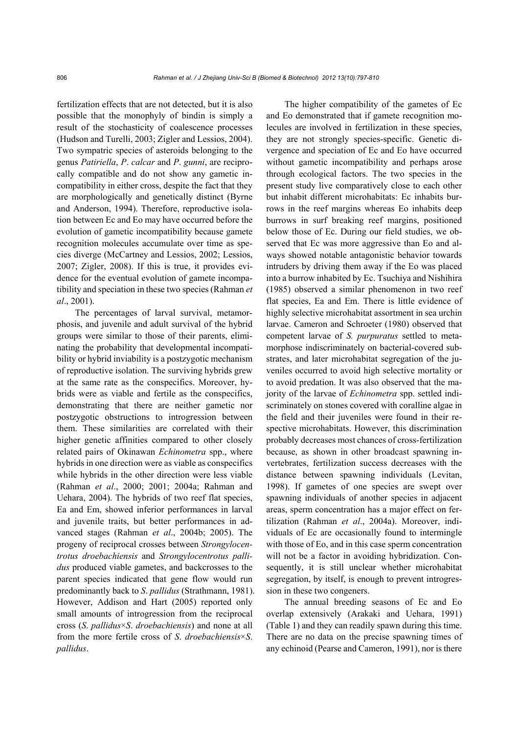fertilization effects that are not detected, but it is also possible that the monophyly of bindin is simply a result of the stochasticity of coalescence processes (Hudson and Turelli, 2003; Zigler and Lessios, 2004). Two sympatric species of asteroids belonging to the genus *Patiriella*, *P*. *calcar* and *P*. *gunni*, are reciprocally compatible and do not show any gametic incompatibility in either cross, despite the fact that they are morphologically and genetically distinct (Byrne and Anderson, 1994). Therefore, reproductive isolation between Ec and Eo may have occurred before the evolution of gametic incompatibility because gamete recognition molecules accumulate over time as species diverge (McCartney and Lessios, 2002; Lessios, 2007; Zigler, 2008). If this is true, it provides evidence for the eventual evolution of gamete incompatibility and speciation in these two species (Rahman *et al*., 2001).

The percentages of larval survival, metamorphosis, and juvenile and adult survival of the hybrid groups were similar to those of their parents, eliminating the probability that developmental incompatibility or hybrid inviability is a postzygotic mechanism of reproductive isolation. The surviving hybrids grew at the same rate as the conspecifics. Moreover, hybrids were as viable and fertile as the conspecifics, demonstrating that there are neither gametic nor postzygotic obstructions to introgression between them. These similarities are correlated with their higher genetic affinities compared to other closely related pairs of Okinawan *Echinometra* spp., where hybrids in one direction were as viable as conspecifics while hybrids in the other direction were less viable (Rahman *et al*., 2000; 2001; 2004a; Rahman and Uehara, 2004). The hybrids of two reef flat species, Ea and Em, showed inferior performances in larval and juvenile traits, but better performances in advanced stages (Rahman *et al*., 2004b; 2005). The progeny of reciprocal crosses between *Strongylocentrotus droebachiensis* and *Strongylocentrotus pallidus* produced viable gametes, and backcrosses to the parent species indicated that gene flow would run predominantly back to *S*. *pallidus* (Strathmann, 1981). However, Addison and Hart (2005) reported only small amounts of introgression from the reciprocal cross (*S*. *pallidus*×*S*. *droebachiensis*) and none at all from the more fertile cross of *S*. *droebachiensis*×*S*. *pallidus*.

The higher compatibility of the gametes of Ec and Eo demonstrated that if gamete recognition molecules are involved in fertilization in these species, they are not strongly species-specific. Genetic divergence and speciation of Ec and Eo have occurred without gametic incompatibility and perhaps arose through ecological factors. The two species in the present study live comparatively close to each other but inhabit different microhabitats: Ec inhabits burrows in the reef margins whereas Eo inhabits deep burrows in surf breaking reef margins, positioned below those of Ec. During our field studies, we observed that Ec was more aggressive than Eo and always showed notable antagonistic behavior towards intruders by driving them away if the Eo was placed into a burrow inhabited by Ec. Tsuchiya and Nishihira (1985) observed a similar phenomenon in two reef flat species, Ea and Em. There is little evidence of highly selective microhabitat assortment in sea urchin larvae. Cameron and Schroeter (1980) observed that competent larvae of *S. purpuratus* settled to metamorphose indiscriminately on bacterial-covered substrates, and later microhabitat segregation of the juveniles occurred to avoid high selective mortality or to avoid predation. It was also observed that the majority of the larvae of *Echinometra* spp. settled indiscriminately on stones covered with coralline algae in the field and their juveniles were found in their respective microhabitats. However, this discrimination probably decreases most chances of cross-fertilization because, as shown in other broadcast spawning invertebrates, fertilization success decreases with the distance between spawning individuals (Levitan, 1998). If gametes of one species are swept over spawning individuals of another species in adjacent areas, sperm concentration has a major effect on fertilization (Rahman *et al*., 2004a). Moreover, individuals of Ec are occasionally found to intermingle with those of Eo, and in this case sperm concentration will not be a factor in avoiding hybridization. Consequently, it is still unclear whether microhabitat segregation, by itself, is enough to prevent introgression in these two congeners.

The annual breeding seasons of Ec and Eo overlap extensively (Arakaki and Uehara, 1991) (Table 1) and they can readily spawn during this time. There are no data on the precise spawning times of any echinoid (Pearse and Cameron, 1991), nor is there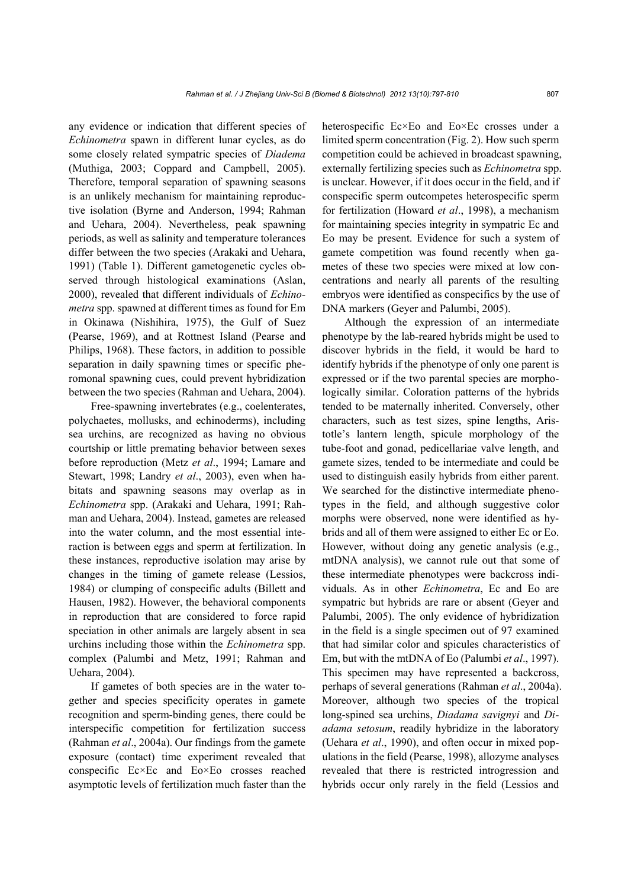any evidence or indication that different species of *Echinometra* spawn in different lunar cycles, as do some closely related sympatric species of *Diadema* (Muthiga, 2003; Coppard and Campbell, 2005). Therefore, temporal separation of spawning seasons is an unlikely mechanism for maintaining reproductive isolation (Byrne and Anderson, 1994; Rahman and Uehara, 2004). Nevertheless, peak spawning periods, as well as salinity and temperature tolerances differ between the two species (Arakaki and Uehara, 1991) (Table 1). Different gametogenetic cycles observed through histological examinations (Aslan, 2000), revealed that different individuals of *Echinometra* spp. spawned at different times as found for Em in Okinawa (Nishihira, 1975), the Gulf of Suez (Pearse, 1969), and at Rottnest Island (Pearse and Philips, 1968). These factors, in addition to possible separation in daily spawning times or specific pheromonal spawning cues, could prevent hybridization between the two species (Rahman and Uehara, 2004).

Free-spawning invertebrates (e.g., coelenterates, polychaetes, mollusks, and echinoderms), including sea urchins, are recognized as having no obvious courtship or little premating behavior between sexes before reproduction (Metz *et al*., 1994; Lamare and Stewart, 1998; Landry *et al*., 2003), even when habitats and spawning seasons may overlap as in *Echinometra* spp. (Arakaki and Uehara, 1991; Rahman and Uehara, 2004). Instead, gametes are released into the water column, and the most essential interaction is between eggs and sperm at fertilization. In these instances, reproductive isolation may arise by changes in the timing of gamete release (Lessios, 1984) or clumping of conspecific adults (Billett and Hausen, 1982). However, the behavioral components in reproduction that are considered to force rapid speciation in other animals are largely absent in sea urchins including those within the *Echinometra* spp. complex (Palumbi and Metz, 1991; Rahman and Uehara, 2004).

If gametes of both species are in the water together and species specificity operates in gamete recognition and sperm-binding genes, there could be interspecific competition for fertilization success (Rahman *et al*., 2004a). Our findings from the gamete exposure (contact) time experiment revealed that conspecific Ec×Ec and Eo×Eo crosses reached asymptotic levels of fertilization much faster than the heterospecific Ec×Eo and Eo×Ec crosses under a limited sperm concentration (Fig. 2). How such sperm competition could be achieved in broadcast spawning, externally fertilizing species such as *Echinometra* spp. is unclear. However, if it does occur in the field, and if conspecific sperm outcompetes heterospecific sperm for fertilization (Howard *et al*., 1998), a mechanism for maintaining species integrity in sympatric Ec and Eo may be present. Evidence for such a system of gamete competition was found recently when gametes of these two species were mixed at low concentrations and nearly all parents of the resulting embryos were identified as conspecifics by the use of DNA markers (Geyer and Palumbi, 2005).

Although the expression of an intermediate phenotype by the lab-reared hybrids might be used to discover hybrids in the field, it would be hard to identify hybrids if the phenotype of only one parent is expressed or if the two parental species are morphologically similar. Coloration patterns of the hybrids tended to be maternally inherited. Conversely, other characters, such as test sizes, spine lengths, Aristotle's lantern length, spicule morphology of the tube-foot and gonad, pedicellariae valve length, and gamete sizes, tended to be intermediate and could be used to distinguish easily hybrids from either parent. We searched for the distinctive intermediate phenotypes in the field, and although suggestive color morphs were observed, none were identified as hybrids and all of them were assigned to either Ec or Eo. However, without doing any genetic analysis (e.g., mtDNA analysis), we cannot rule out that some of these intermediate phenotypes were backcross individuals. As in other *Echinometra*, Ec and Eo are sympatric but hybrids are rare or absent (Geyer and Palumbi, 2005). The only evidence of hybridization in the field is a single specimen out of 97 examined that had similar color and spicules characteristics of Em, but with the mtDNA of Eo (Palumbi *et al*., 1997). This specimen may have represented a backcross, perhaps of several generations (Rahman *et al*., 2004a). Moreover, although two species of the tropical long-spined sea urchins, *Diadama savignyi* and *Diadama setosum*, readily hybridize in the laboratory (Uehara *et al*., 1990), and often occur in mixed populations in the field (Pearse, 1998), allozyme analyses revealed that there is restricted introgression and hybrids occur only rarely in the field (Lessios and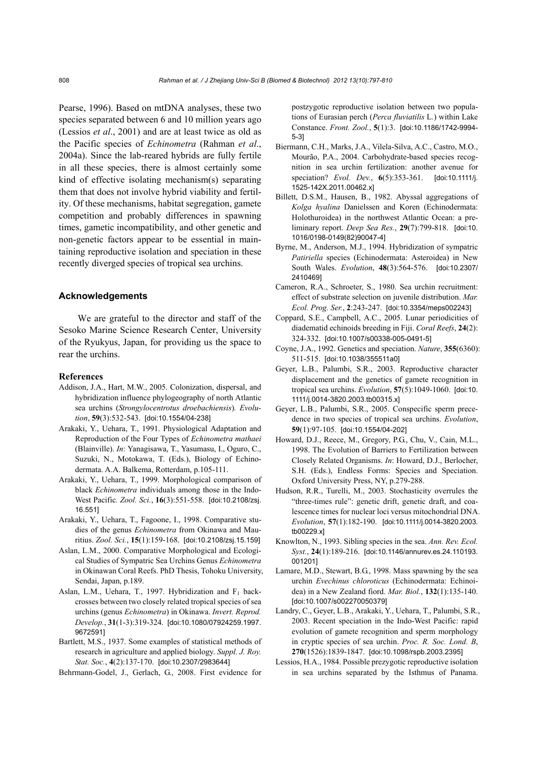Pearse, 1996). Based on mtDNA analyses, these two species separated between 6 and 10 million years ago (Lessios *et al*., 2001) and are at least twice as old as the Pacific species of *Echinometra* (Rahman *et al*., 2004a). Since the lab-reared hybrids are fully fertile in all these species, there is almost certainly some kind of effective isolating mechanism(s) separating them that does not involve hybrid viability and fertility. Of these mechanisms, habitat segregation, gamete competition and probably differences in spawning times, gametic incompatibility, and other genetic and non-genetic factors appear to be essential in maintaining reproductive isolation and speciation in these recently diverged species of tropical sea urchins.

## Acknowledgements

We are grateful to the director and staff of the Sesoko Marine Science Research Center, University of the Ryukyus, Japan, for providing us the space to rear the urchins.

## References

Addison, J.A., Hart, M.W., 2005. Colonization, dispersal, and hybridization influence phylogeography of north Atlantic sea urchins (*Strongylocentrotus droebachiensis*). *Evolution*, **59**(3):532-543. [doi:10.1554/04-238]

Arakaki, Y., Uehara, T., 1991. Physiological Adaptation and Reproduction of the Four Types of *Echinometra mathaei* (Blainville). *In*: Yanagisawa, T., Yasumasu, I., Oguro, C., Suzuki, N., Motokawa, T. (Eds.), Biology of Echinodermata. A.A. Balkema, Rotterdam, p.105-111.

Arakaki, Y., Uehara, T., 1999. Morphological comparison of black *Echinometra* individuals among those in the Indo-West Pacific. *Zool. Sci.*, **16**(3):551-558. [doi:10.2108/zsj.16.551]

Arakaki, Y., Uehara, T., Fagoone, I., 1998. Comparative studies of the genus *Echinometra* from Okinawa and Mauritius. *Zool. Sci.*, **15**(1):159-168. [doi:10.2108/zsj.15.159]

Aslan, L.M., 2000. Comparative Morphological and Ecological Studies of Sympatric Sea Urchins Genus *Echinometra* in Okinawan Coral Reefs. PhD Thesis, Tohoku University, Sendai, Japan, p.189.

Aslan, L.M., Uehara, T., 1997. Hybridization and $F_1$ backcrosses between two closely related tropical species of sea urchins (genus *Echinometra*) in Okinawa. *Invert. Reprod. Develop.*, **31**(1-3):319-324. [doi:10.1080/07924259.1997.9672591]

Bartlett, M.S., 1937. Some examples of statistical methods of research in agriculture and applied biology. *Suppl. J. Roy. Stat. Soc.*, **4**(2):137-170. [doi:10.2307/2983644]

Behrmann-Godel, J., Gerlach, G., 2008. First evidence for postzygotic reproductive isolation between two populations of Eurasian perch (*Perca fluviatilis* L.) within Lake Constance. *Front. Zool.*, **5**(1):3. [doi:10.1186/1742-9994-5-3]

Biermann, C.H., Marks, J.A., Vilela-Silva, A.C., Castro, M.O., Mourão, P.A., 2004. Carbohydrate-based species recognition in sea urchin fertilization: another avenue for speciation? *Evol. Dev.*, **6**(5):353-361. [doi:10.1111/j.1525-142X.2011.00462.x]

Billett, D.S.M., Hausen, B., 1982. Abyssal aggregations of *Kolga hyalina* Danielssen and Koren (Echinodermata: Holothuroidea) in the northwest Atlantic Ocean: a preliminary report. *Deep Sea Res.*, **29**(7):799-818. [doi:10.1016/0198-0149(82)90047-4]

Byrne, M., Anderson, M.J., 1994. Hybridization of sympatric *Patiriella* species (Echinodermata: Asteroidea) in New South Wales. *Evolution*, **48**(3):564-576. [doi:10.2307/2410469]

Cameron, R.A., Schroeter, S., 1980. Sea urchin recruitment: effect of substrate selection on juvenile distribution. *Mar. Ecol. Prog. Ser.*, **2**:243-247. [doi:10.3354/meps002243]

Coppard, S.E., Campbell, A.C., 2005. Lunar periodicities of diadematid echinoids breeding in Fiji. *Coral Reefs*, **24**(2):324-332. [doi:10.1007/s00338-005-0491-5]

Coyne, J.A., 1992. Genetics and speciation. *Nature*, **355**(6360):511-515. [doi:10.1038/355511a0]

Geyer, L.B., Palumbi, S.R., 2003. Reproductive character displacement and the genetics of gamete recognition in tropical sea urchins. *Evolution*, **57**(5):1049-1060. [doi:10.1111/j.0014-3820.2003.tb00315.x]

Geyer, L.B., Palumbi, S.R., 2005. Conspecific sperm precedence in two species of tropical sea urchins. *Evolution*, **59**(1):97-105. [doi:10.1554/04-202]

Howard, D.J., Reece, M., Gregory, P.G., Chu, V., Cain, M.L., 1998. The Evolution of Barriers to Fertilization between Closely Related Organisms. *In*: Howard, D.J., Berlocher, S.H. (Eds.), Endless Forms: Species and Speciation. Oxford University Press, NY, p.279-288.

Hudson, R.R., Turelli, M., 2003. Stochasticity overrules the "three-times rule": genetic drift, genetic draft, and coalescence times for nuclear loci versus mitochondrial DNA. *Evolution*, **57**(1):182-190. [doi:10.1111/j.0014-3820.2003.tb00229.x]

Knowlton, N., 1993. Sibling species in the sea. *Ann. Rev. Ecol. Syst.*, **24**(1):189-216. [doi:10.1146/annurev.es.24.110193.001201]

Lamare, M.D., Stewart, B.G., 1998. Mass spawning by the sea urchin *Evechinus chloroticus* (Echinodermata: Echinoidea) in a New Zealand fiord. *Mar. Biol.*, **132**(1):135-140. [doi:10.1007/s002270050379]

Landry, C., Geyer, L.B., Arakaki, Y., Uehara, T., Palumbi, S.R., 2003. Recent speciation in the Indo-West Pacific: rapid evolution of gamete recognition and sperm morphology in cryptic species of sea urchin. *Proc. R. Soc. Lond. B*, **270**(1526):1839-1847. [doi:10.1098/rspb.2003.2395]

Lessios, H.A., 1984. Possible prezygotic reproductive isolation in sea urchins separated by the Isthmus of Panama.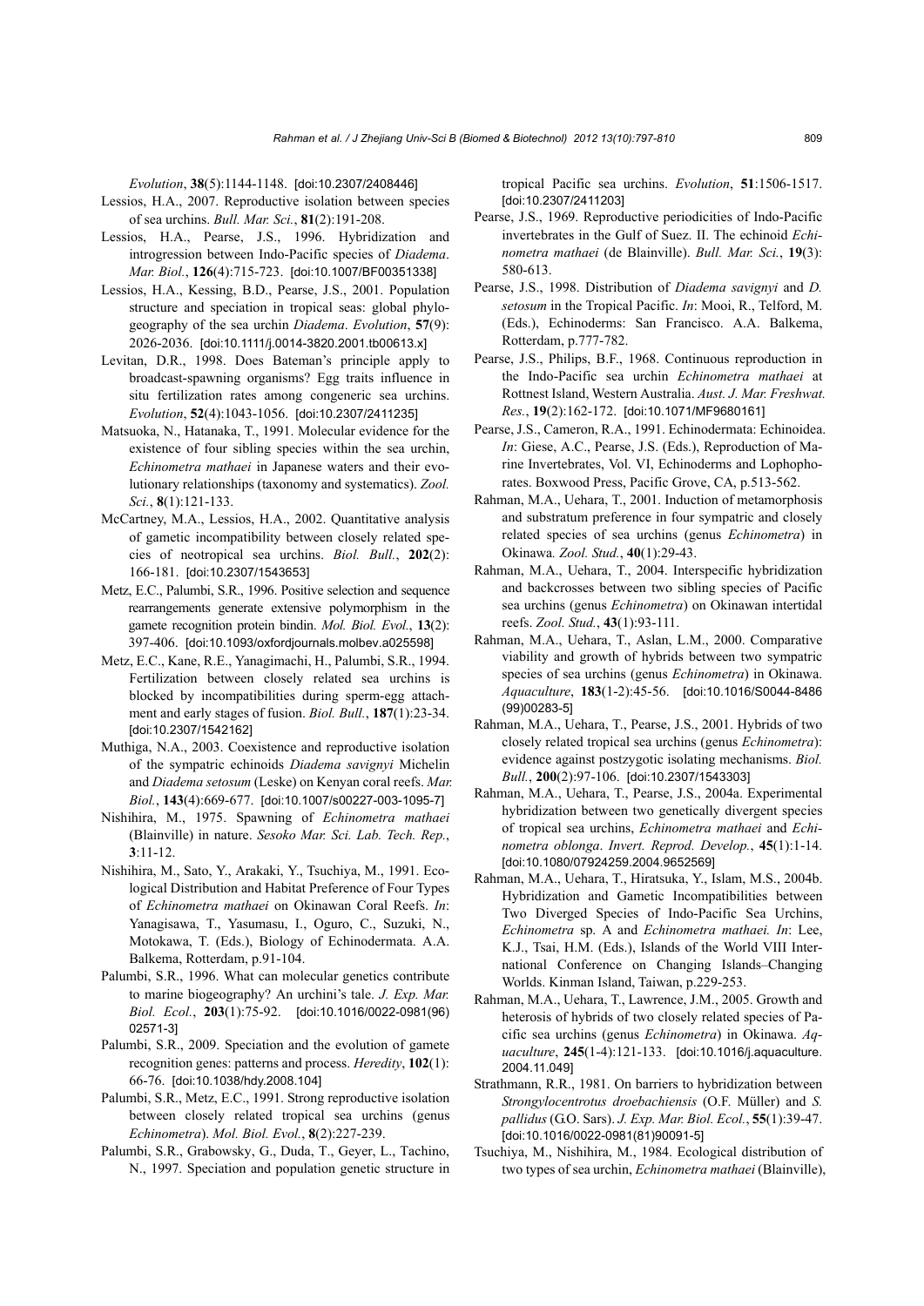*Evolution*, **38**(5):1144-1148. [doi:10.2307/2408446]

Lessios, H.A., 2007. Reproductive isolation between species of sea urchins. *Bull. Mar. Sci.*, **81**(2):191-208.

Lessios, H.A., Pearse, J.S., 1996. Hybridization and introgression between Indo-Pacific species of *Diadema*. *Mar. Biol.*, **126**(4):715-723. [doi:10.1007/BF00351338]

Lessios, H.A., Kessing, B.D., Pearse, J.S., 2001. Population structure and speciation in tropical seas: global phylogeography of the sea urchin *Diadema*. *Evolution*, **57**(9): 2026-2036. [doi:10.1111/j.0014-3820.2001.tb00613.x]

Levitan, D.R., 1998. Does Bateman's principle apply to broadcast-spawning organisms? Egg traits influence in situ fertilization rates among congeneric sea urchins. *Evolution*, **52**(4):1043-1056. [doi:10.2307/2411235]

Matsuoka, N., Hatanaka, T., 1991. Molecular evidence for the existence of four sibling species within the sea urchin, *Echinometra mathaei* in Japanese waters and their evolutionary relationships (taxonomy and systematics). *Zool. Sci.*, **8**(1):121-133.

McCartney, M.A., Lessios, H.A., 2002. Quantitative analysis of gametic incompatibility between closely related species of neotropical sea urchins. *Biol. Bull.*, **202**(2): 166-181. [doi:10.2307/1543653]

Metz, E.C., Palumbi, S.R., 1996. Positive selection and sequence rearrangements generate extensive polymorphism in the gamete recognition protein bindin. *Mol. Biol. Evol.*, **13**(2): 397-406. [doi:10.1093/oxfordjournals.molbev.a025598]

Metz, E.C., Kane, R.E., Yanagimachi, H., Palumbi, S.R., 1994. Fertilization between closely related sea urchins is blocked by incompatibilities during sperm-egg attachment and early stages of fusion. *Biol. Bull.*, **187**(1):23-34. [doi:10.2307/1542162]

Muthiga, N.A., 2003. Coexistence and reproductive isolation of the sympatric echinoids *Diadema savignyi* Michelin and *Diadema setosum* (Leske) on Kenyan coral reefs. *Mar. Biol.*, **143**(4):669-677. [doi:10.1007/s00227-003-1095-7]

Nishihira, M., 1975. Spawning of *Echinometra mathaei* (Blainville) in nature. *Sesoko Mar. Sci. Lab. Tech. Rep.*, **3**:11-12.

Nishihira, M., Sato, Y., Arakaki, Y., Tsuchiya, M., 1991. Ecological Distribution and Habitat Preference of Four Types of *Echinometra mathaei* on Okinawan Coral Reefs. *In*: Yanagisawa, T., Yasumasu, I., Oguro, C., Suzuki, N., Motokawa, T. (Eds.), Biology of Echinodermata. A.A. Balkema, Rotterdam, p.91-104.

Palumbi, S.R., 1996. What can molecular genetics contribute to marine biogeography? An urchini's tale. *J. Exp. Mar. Biol. Ecol.*, **203**(1):75-92. [doi:10.1016/0022-0981(96) 02571-3]

Palumbi, S.R., 2009. Speciation and the evolution of gamete recognition genes: patterns and process. *Heredity*, **102**(1): 66-76. [doi:10.1038/hdy.2008.104]

Palumbi, S.R., Metz, E.C., 1991. Strong reproductive isolation between closely related tropical sea urchins (genus *Echinometra*). *Mol. Biol. Evol.*, **8**(2):227-239.

Palumbi, S.R., Grabowsky, G., Duda, T., Geyer, L., Tachino, N., 1997. Speciation and population genetic structure in tropical Pacific sea urchins. *Evolution*, **51**:1506-1517. [doi:10.2307/2411203]

Pearse, J.S., 1969. Reproductive periodicities of Indo-Pacific invertebrates in the Gulf of Suez. II. The echinoid *Echinometra mathaei* (de Blainville). *Bull. Mar. Sci.*, **19**(3): 580-613.

Pearse, J.S., 1998. Distribution of *Diadema savignyi* and *D. setosum* in the Tropical Pacific. *In*: Mooi, R., Telford, M. (Eds.), Echinoderms: San Francisco. A.A. Balkema, Rotterdam, p.777-782.

Pearse, J.S., Philips, B.F., 1968. Continuous reproduction in the Indo-Pacific sea urchin *Echinometra mathaei* at Rottnest Island, Western Australia. *Aust. J. Mar. Freshwat. Res.*, **19**(2):162-172. [doi:10.1071/MF9680161]

Pearse, J.S., Cameron, R.A., 1991. Echinodermata: Echinoidea. *In*: Giese, A.C., Pearse, J.S. (Eds.), Reproduction of Marine Invertebrates, Vol. VI, Echinoderms and Lophophorates. Boxwood Press, Pacific Grove, CA, p.513-562.

Rahman, M.A., Uehara, T., 2001. Induction of metamorphosis and substratum preference in four sympatric and closely related species of sea urchins (genus *Echinometra*) in Okinawa*. Zool. Stud.*, **40**(1):29-43.

Rahman, M.A., Uehara, T., 2004. Interspecific hybridization and backcrosses between two sibling species of Pacific sea urchins (genus *Echinometra*) on Okinawan intertidal reefs. *Zool. Stud.*, **43**(1):93-111.

Rahman, M.A., Uehara, T., Aslan, L.M., 2000. Comparative viability and growth of hybrids between two sympatric species of sea urchins (genus *Echinometra*) in Okinawa. *Aquaculture*, **183**(1-2):45-56. [doi:10.1016/S0044-8486 (99)00283-5]

Rahman, M.A., Uehara, T., Pearse, J.S., 2001. Hybrids of two closely related tropical sea urchins (genus *Echinometra*): evidence against postzygotic isolating mechanisms. *Biol. Bull.*, **200**(2):97-106. [doi:10.2307/1543303]

Rahman, M.A., Uehara, T., Pearse, J.S., 2004a. Experimental hybridization between two genetically divergent species of tropical sea urchins, *Echinometra mathaei* and *Echinometra oblonga*. *Invert. Reprod. Develop.*, **45**(1):1-14. [doi:10.1080/07924259.2004.9652569]

Rahman, M.A., Uehara, T., Hiratsuka, Y., Islam, M.S., 2004b. Hybridization and Gametic Incompatibilities between Two Diverged Species of Indo-Pacific Sea Urchins, *Echinometra* sp. A and *Echinometra mathaei. In*: Lee, K.J., Tsai, H.M. (Eds.), Islands of the World VIII International Conference on Changing Islands–Changing Worlds. Kinman Island, Taiwan, p.229-253.

Rahman, M.A., Uehara, T., Lawrence, J.M., 2005. Growth and heterosis of hybrids of two closely related species of Pacific sea urchins (genus *Echinometra*) in Okinawa. *Aquaculture*, **245**(1-4):121-133. [doi:10.1016/j.aquaculture. 2004.11.049]

Strathmann, R.R., 1981. On barriers to hybridization between *Strongylocentrotus droebachiensis* (O.F. Müller) and *S. pallidus* (G.O. Sars). *J. Exp. Mar. Biol. Ecol.*, **55**(1):39-47. [doi:10.1016/0022-0981(81)90091-5]

Tsuchiya, M., Nishihira, M., 1984. Ecological distribution of two types of sea urchin, *Echinometra mathaei* (Blainville),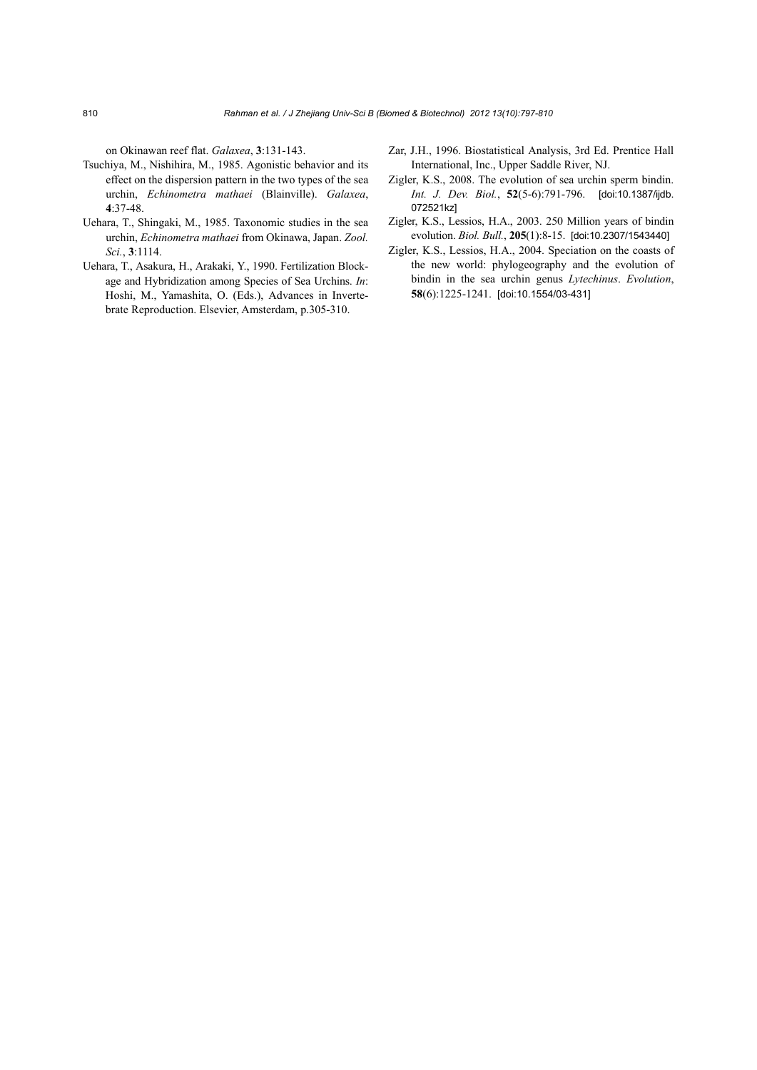on Okinawan reef flat. *Galaxea*, **3**:131-143.

Tsuchiya, M., Nishihira, M., 1985. Agonistic behavior and its effect on the dispersion pattern in the two types of the sea urchin, *Echinometra mathaei* (Blainville). *Galaxea*, **4**:37-48.

Uehara, T., Shingaki, M., 1985. Taxonomic studies in the sea urchin, *Echinometra mathaei* from Okinawa, Japan. *Zool. Sci.*, **3**:1114.

Uehara, T., Asakura, H., Arakaki, Y., 1990. Fertilization Blockage and Hybridization among Species of Sea Urchins. *In*: Hoshi, M., Yamashita, O. (Eds.), Advances in Invertebrate Reproduction. Elsevier, Amsterdam, p.305-310.

Zar, J.H., 1996. Biostatistical Analysis, 3rd Ed. Prentice Hall International, Inc., Upper Saddle River, NJ.

Zigler, K.S., 2008. The evolution of sea urchin sperm bindin. *Int. J. Dev. Biol.*, **52**(5-6):791-796. [doi:10.1387/ijdb.072521kz]

Zigler, K.S., Lessios, H.A., 2003. 250 Million years of bindin evolution. *Biol. Bull.*, **205**(1):8-15. [doi:10.2307/1543440]

Zigler, K.S., Lessios, H.A., 2004. Speciation on the coasts of the new world: phylogeography and the evolution of bindin in the sea urchin genus *Lytechinus*. *Evolution*, **58**(6):1225-1241. [doi:10.1554/03-431]